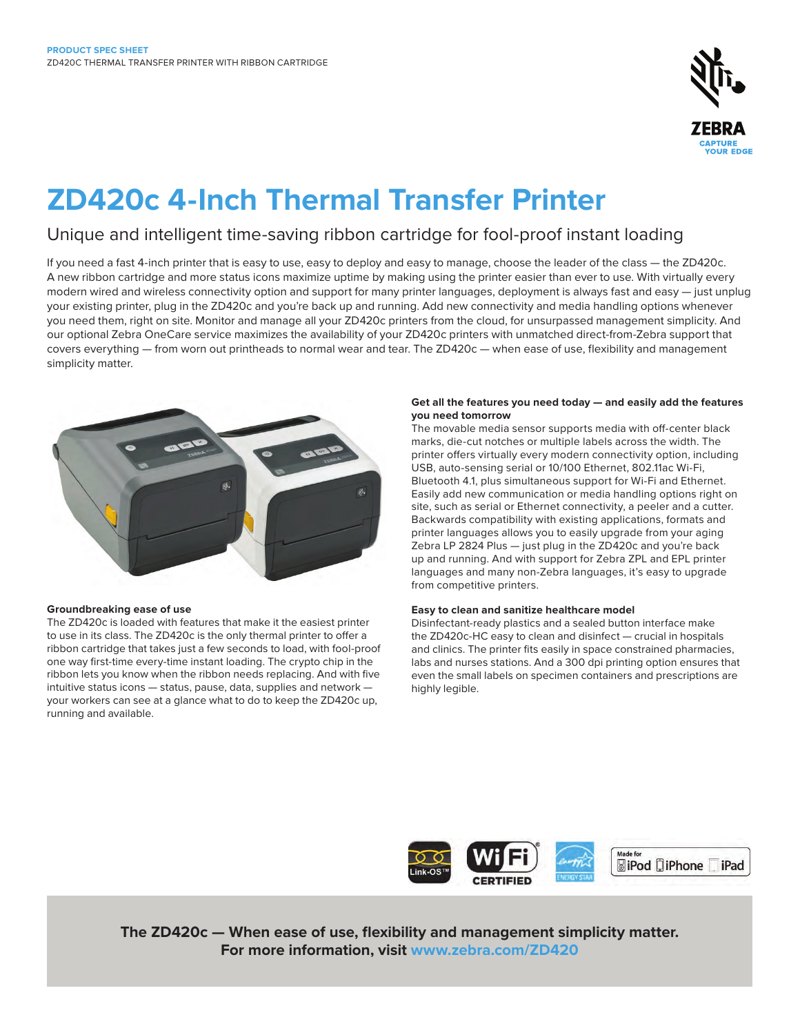PRODUCT SPEC SHEET

ZD420C THERMAL TRANSFER PRINTER WITH RIBBON CARTRIDGE

# ZD420c 4-Inch Thermal Transfer Printer

## Unique and intelligent time-saving ribbon cartridge for fool-proof instant loading

If you need a fast 4-inch printer that is easy to use, easy to deploy and easy to manage, choose the leader of the class — the ZD420c. A new ribbon cartridge and more status icons maximize uptime by making using the printer easier than ever to use. With virtually every modern wired and wireless connectivity option and support for many printer languages, deployment is always fast and easy — just unplug your existing printer, plug in the ZD420c and you're back up and running. Add new connectivity and media handling options whenever you need them, right on site. Monitor and manage all your ZD420c printers from the cloud, for unsurpassed management simplicity. And our optional Zebra OneCare service maximizes the availability of your ZD420c printers with unmatched direct-from-Zebra support that covers everything — from worn out printheads to normal wear and tear. The ZD420c — when ease of use, flexibility and management simplicity matter.

### Groundbreaking ease of use

The ZD420c is loaded with features that make it the easiest printer to use in its class. The ZD420c is the only thermal printer to offer a ribbon cartridge that takes just a few seconds to load, with fool-proof one way first-time every-time instant loading. The crypto chip in the ribbon lets you know when the ribbon needs replacing. And with five intuitive status icons — status, pause, data, supplies and network — your workers can see at a glance what to do to keep the ZD420c up, running and available.

### Get all the features you need today — and easily add the features you need tomorrow

The movable media sensor supports media with off-center black marks, die-cut notches or multiple labels across the width. The printer offers virtually every modern connectivity option, including USB, auto-sensing serial or 10/100 Ethernet, 802.11ac Wi-Fi, Bluetooth 4.1, plus simultaneous support for Wi-Fi and Ethernet. Easily add new communication or media handling options right on site, such as serial or Ethernet connectivity, a peeler and a cutter. Backwards compatibility with existing applications, formats and printer languages allows you to easily upgrade from your aging Zebra LP 2824 Plus — just plug in the ZD420c and you're back up and running. And with support for Zebra ZPL and EPL printer languages and many non-Zebra languages, it's easy to upgrade from competitive printers.

### Easy to clean and sanitize healthcare model

Disinfectant-ready plastics and a sealed button interface make the ZD420c-HC easy to clean and disinfect — crucial in hospitals and clinics. The printer fits easily in space constrained pharmacies, labs and nurses stations. And a 300 dpi printing option ensures that even the small labels on specimen containers and prescriptions are highly legible.

**The ZD420c — When ease of use, flexibility and management simplicity matter.**
**For more information, visit www.zebra.com/ZD420**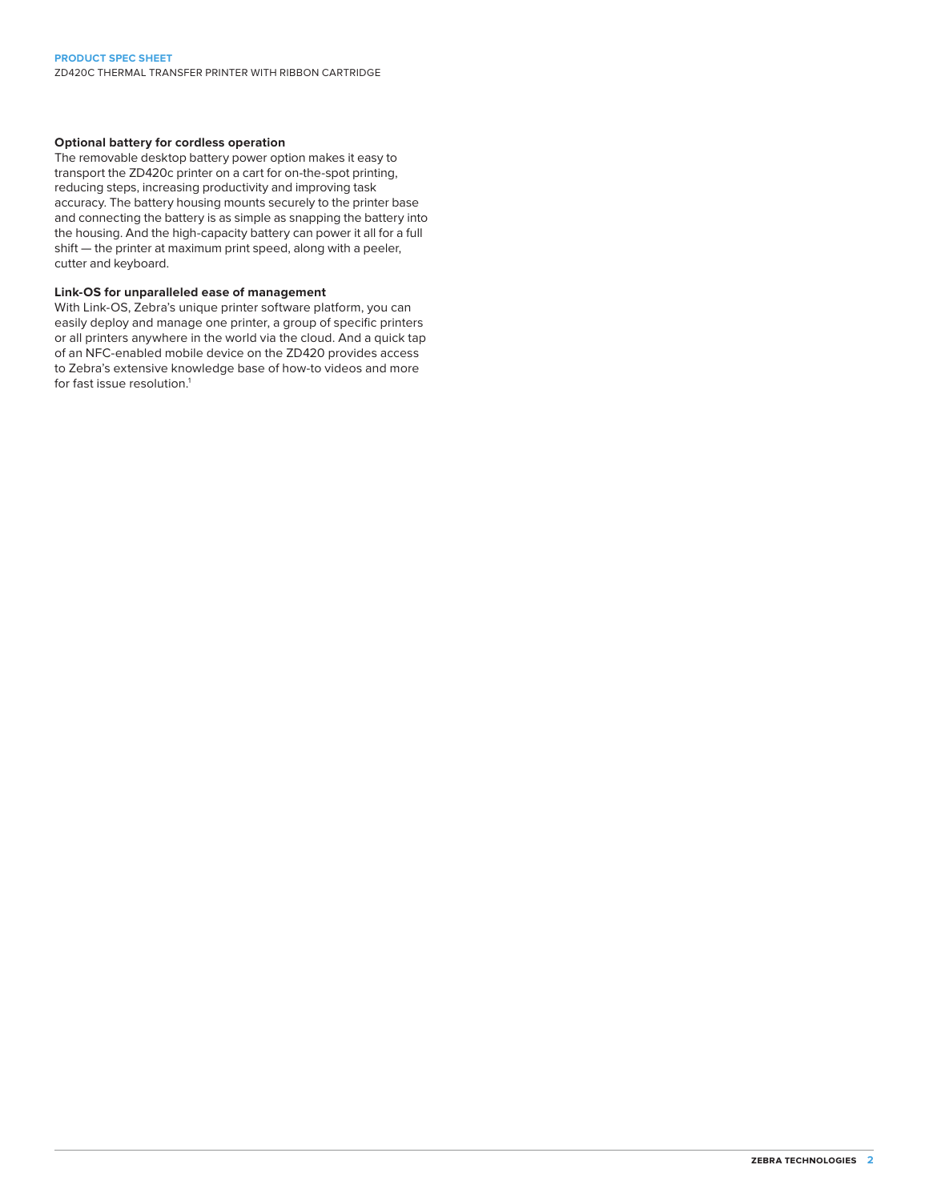### Optional battery for cordless operation

The removable desktop battery power option makes it easy to transport the ZD420c printer on a cart for on-the-spot printing, reducing steps, increasing productivity and improving task accuracy. The battery housing mounts securely to the printer base and connecting the battery is as simple as snapping the battery into the housing. And the high-capacity battery can power it all for a full shift — the printer at maximum print speed, along with a peeler, cutter and keyboard.

### Link-OS for unparalleled ease of management

With Link-OS, Zebra's unique printer software platform, you can easily deploy and manage one printer, a group of specific printers or all printers anywhere in the world via the cloud. And a quick tap of an NFC-enabled mobile device on the ZD420 provides access to Zebra's extensive knowledge base of how-to videos and more for fast issue resolution.[1]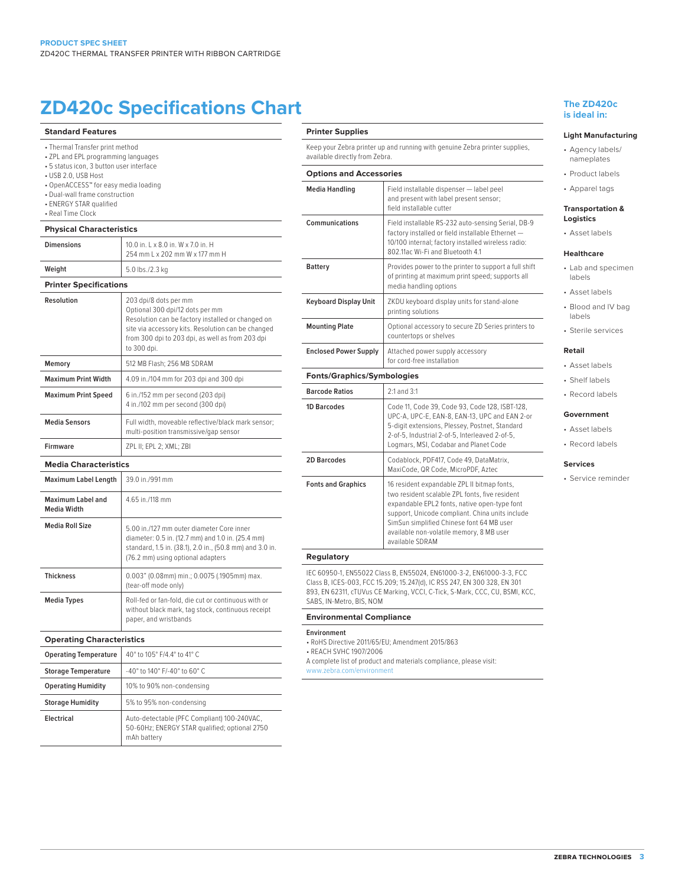# ZD420c Specifications Chart

## Standard Features

- Thermal Transfer print method
- ZPL and EPL programming languages
- 5 status icon, 3 button user interface
- USB 2.0, USB Host
- OpenACCESS™ for easy media loading
- Dual-wall frame construction
- ENERGY STAR qualified
- Real Time Clock

## Physical Characteristics

| | |
|---|---|
| **Dimensions** | 10.0 in. L x 8.0 in. W x 7.0 in. H<br>254 mm L x 202 mm W x 177 mm H |
| **Weight** | 5.0 lbs./2.3 kg |

## Printer Specifications

| | |
|---|---|
| **Resolution** | 203 dpi/8 dots per mm<br>Optional 300 dpi/12 dots per mm<br>Resolution can be factory installed or changed on site via accessory kits. Resolution can be changed from 300 dpi to 203 dpi, as well as from 203 dpi to 300 dpi. |
| **Memory** | 512 MB Flash; 256 MB SDRAM |
| **Maximum Print Width** | 4.09 in./104 mm for 203 dpi and 300 dpi |
| **Maximum Print Speed** | 6 in./152 mm per second (203 dpi)<br>4 in./102 mm per second (300 dpi) |
| **Media Sensors** | Full width, moveable reflective/black mark sensor; multi-position transmissive/gap sensor |
| **Firmware** | ZPL II; EPL 2; XML; ZBI |

## Media Characteristics

| | |
|---|---|
| **Maximum Label Length** | 39.0 in./991 mm |
| **Maximum Label and Media Width** | 4.65 in./118 mm |
| **Media Roll Size** | 5.00 in./127 mm outer diameter Core inner diameter: 0.5 in. (12.7 mm) and 1.0 in. (25.4 mm) standard, 1.5 in. (38.1), 2.0 in., (50.8 mm) and 3.0 in. (76.2 mm) using optional adapters |
| **Thickness** | 0.003" (0.08mm) min.; 0.0075 (.1905mm) max. (tear-off mode only) |
| **Media Types** | Roll-fed or fan-fold, die cut or continuous with or without black mark, tag stock, continuous receipt paper, and wristbands |

## Operating Characteristics

| | |
|---|---|
| **Operating Temperature** | 40° to 105° F/4.4° to 41° C |
| **Storage Temperature** | -40° to 140° F/-40° to 60° C |
| **Operating Humidity** | 10% to 90% non-condensing |
| **Storage Humidity** | 5% to 95% non-condensing |
| **Electrical** | Auto-detectable (PFC Compliant) 100-240VAC, 50-60Hz; ENERGY STAR qualified; optional 2750 mAh battery |

## Printer Supplies

Keep your Zebra printer up and running with genuine Zebra printer supplies, available directly from Zebra.

## Options and Accessories

| | |
|---|---|
| **Media Handling** | Field installable dispenser — label peel and present with label present sensor; field installable cutter |
| **Communications** | Field installable RS-232 auto-sensing Serial, DB-9 factory installed or field installable Ethernet — 10/100 internal; factory installed wireless radio: 802.11ac Wi-Fi and Bluetooth 4.1 |
| **Battery** | Provides power to the printer to support a full shift of printing at maximum print speed; supports all media handling options |
| **Keyboard Display Unit** | ZKDU keyboard display units for stand-alone printing solutions |
| **Mounting Plate** | Optional accessory to secure ZD Series printers to countertops or shelves |
| **Enclosed Power Supply** | Attached power supply accessory for cord-free installation |

## Fonts/Graphics/Symbologies

| | |
|---|---|
| **Barcode Ratios** | 2:1 and 3:1 |
| **1D Barcodes** | Code 11, Code 39, Code 93, Code 128, ISBT-128, UPC-A, UPC-E, EAN-8, EAN-13, UPC and EAN 2-or 5-digit extensions, Plessey, Postnet, Standard 2-of-5, Industrial 2-of-5, Interleaved 2-of-5, Logmars, MSI, Codabar and Planet Code |
| **2D Barcodes** | Codablock, PDF417, Code 49, DataMatrix, MaxiCode, QR Code, MicroPDF, Aztec |
| **Fonts and Graphics** | 16 resident expandable ZPL II bitmap fonts, two resident scalable ZPL fonts, five resident expandable EPL2 fonts, native open-type font support, Unicode compliant. China units include SimSun simplified Chinese font 64 MB user available non-volatile memory, 8 MB user available SDRAM |

## Regulatory

IEC 60950-1, EN55022 Class B, EN55024, EN61000-3-2, EN61000-3-3, FCC Class B, ICES-003, FCC 15.209; 15.247(d), IC RSS 247, EN 300 328, EN 301 893, EN 62311, cTUVus CE Marking, VCCI, C-Tick, S-Mark, CCC, CU, BSMI, KCC, SABS, IN-Metro, BIS, NOM

## Environmental Compliance

**Environment**

- RoHS Directive 2011/65/EU; Amendment 2015/863
- REACH SVHC 1907/2006

A complete list of product and materials compliance, please visit: www.zebra.com/environment

## The ZD420c is ideal in:

### Light Manufacturing

- Agency labels/ nameplates
- Product labels
- Apparel tags

### Transportation & Logistics

- Asset labels

### Healthcare

- Lab and specimen labels
- Asset labels
- Blood and IV bag labels
- Sterile services

### Retail

- Asset labels
- Shelf labels
- Record labels

### Government

- Asset labels
- Record labels

### Services

- Service reminder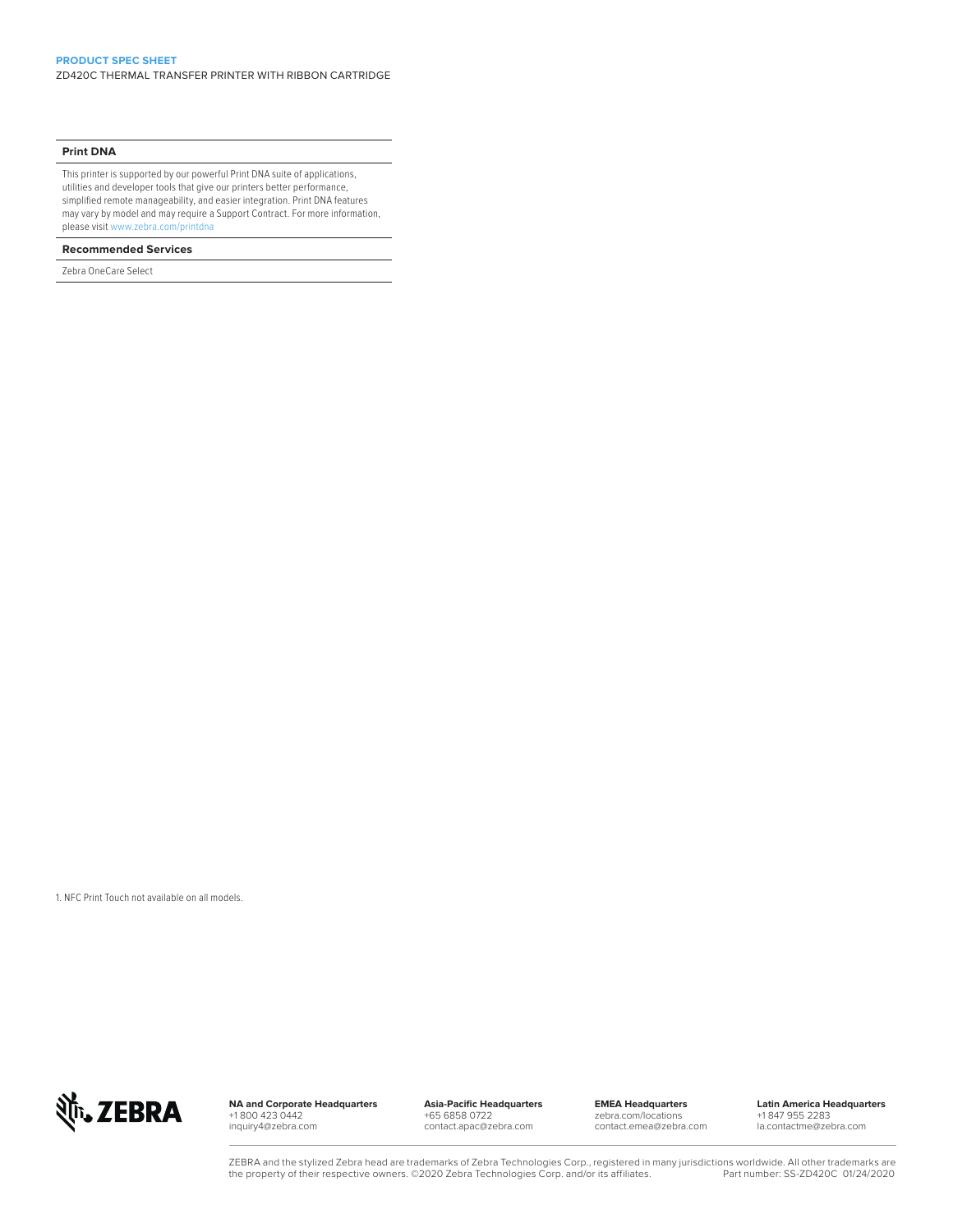### Print DNA

This printer is supported by our powerful Print DNA suite of applications, utilities and developer tools that give our printers better performance, simplified remote manageability, and easier integration. Print DNA features may vary by model and may require a Support Contract. For more information, please visit www.zebra.com/printdna

### Recommended Services

Zebra OneCare Select

1. NFC Print Touch not available on all models.

**NA and Corporate Headquarters**
+1 800 423 0442
inquiry4@zebra.com

**Asia-Pacific Headquarters**
+65 6858 0722
contact.apac@zebra.com

**EMEA Headquarters**
zebra.com/locations
contact.emea@zebra.com

**Latin America Headquarters**
+1 847 955 2283
la.contactme@zebra.com

ZEBRA and the stylized Zebra head are trademarks of Zebra Technologies Corp., registered in many jurisdictions worldwide. All other trademarks are the property of their respective owners. ©2020 Zebra Technologies Corp. and/or its affiliates. Part number: SS-ZD420C 01/24/2020